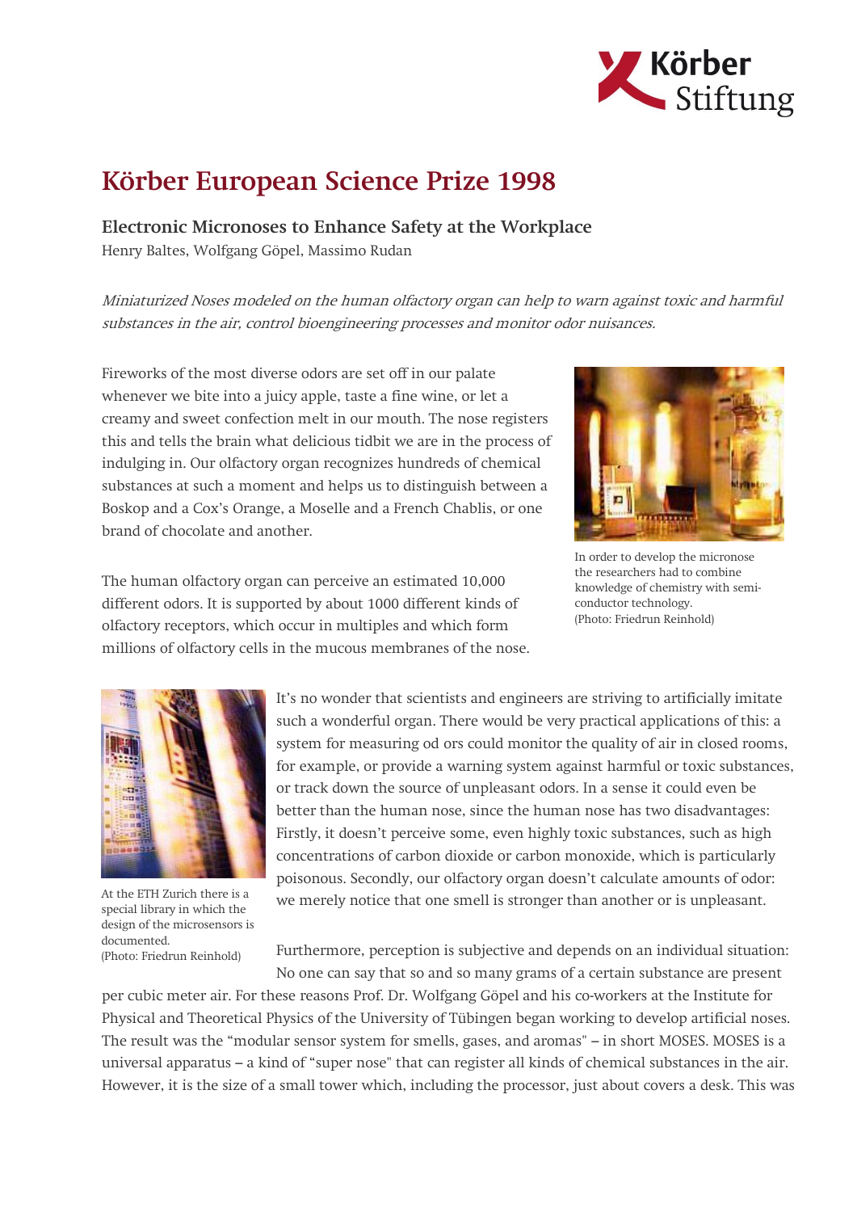# Körber European Science Prize 1998

## Electronic Micronoses to Enhance Safety at the Workplace

Henry Baltes, Wolfgang Göpel, Massimo Rudan

*Miniaturized Noses modeled on the human olfactory organ can help to warn against toxic and harmful substances in the air, control bioengineering processes and monitor odor nuisances.*

Fireworks of the most diverse odors are set off in our palate whenever we bite into a juicy apple, taste a fine wine, or let a creamy and sweet confection melt in our mouth. The nose registers this and tells the brain what delicious tidbit we are in the process of indulging in. Our olfactory organ recognizes hundreds of chemical substances at such a moment and helps us to distinguish between a Boskop and a Cox's Orange, a Moselle and a French Chablis, or one brand of chocolate and another.

In order to develop the micronose the researchers had to combine knowledge of chemistry with semi-conductor technology. (Photo: Friedrun Reinhold)

The human olfactory organ can perceive an estimated 10,000 different odors. It is supported by about 1000 different kinds of olfactory receptors, which occur in multiples and which form millions of olfactory cells in the mucous membranes of the nose.

At the ETH Zurich there is a special library in which the design of the microsensors is documented. (Photo: Friedrun Reinhold)

It's no wonder that scientists and engineers are striving to artificially imitate such a wonderful organ. There would be very practical applications of this: a system for measuring od ors could monitor the quality of air in closed rooms, for example, or provide a warning system against harmful or toxic substances, or track down the source of unpleasant odors. In a sense it could even be better than the human nose, since the human nose has two disadvantages: Firstly, it doesn't perceive some, even highly toxic substances, such as high concentrations of carbon dioxide or carbon monoxide, which is particularly poisonous. Secondly, our olfactory organ doesn't calculate amounts of odor: we merely notice that one smell is stronger than another or is unpleasant.

Furthermore, perception is subjective and depends on an individual situation: No one can say that so and so many grams of a certain substance are present per cubic meter air. For these reasons Prof. Dr. Wolfgang Göpel and his co-workers at the Institute for Physical and Theoretical Physics of the University of Tübingen began working to develop artificial noses. The result was the "modular sensor system for smells, gases, and aromas" – in short MOSES. MOSES is a universal apparatus – a kind of "super nose" that can register all kinds of chemical substances in the air. However, it is the size of a small tower which, including the processor, just about covers a desk. This was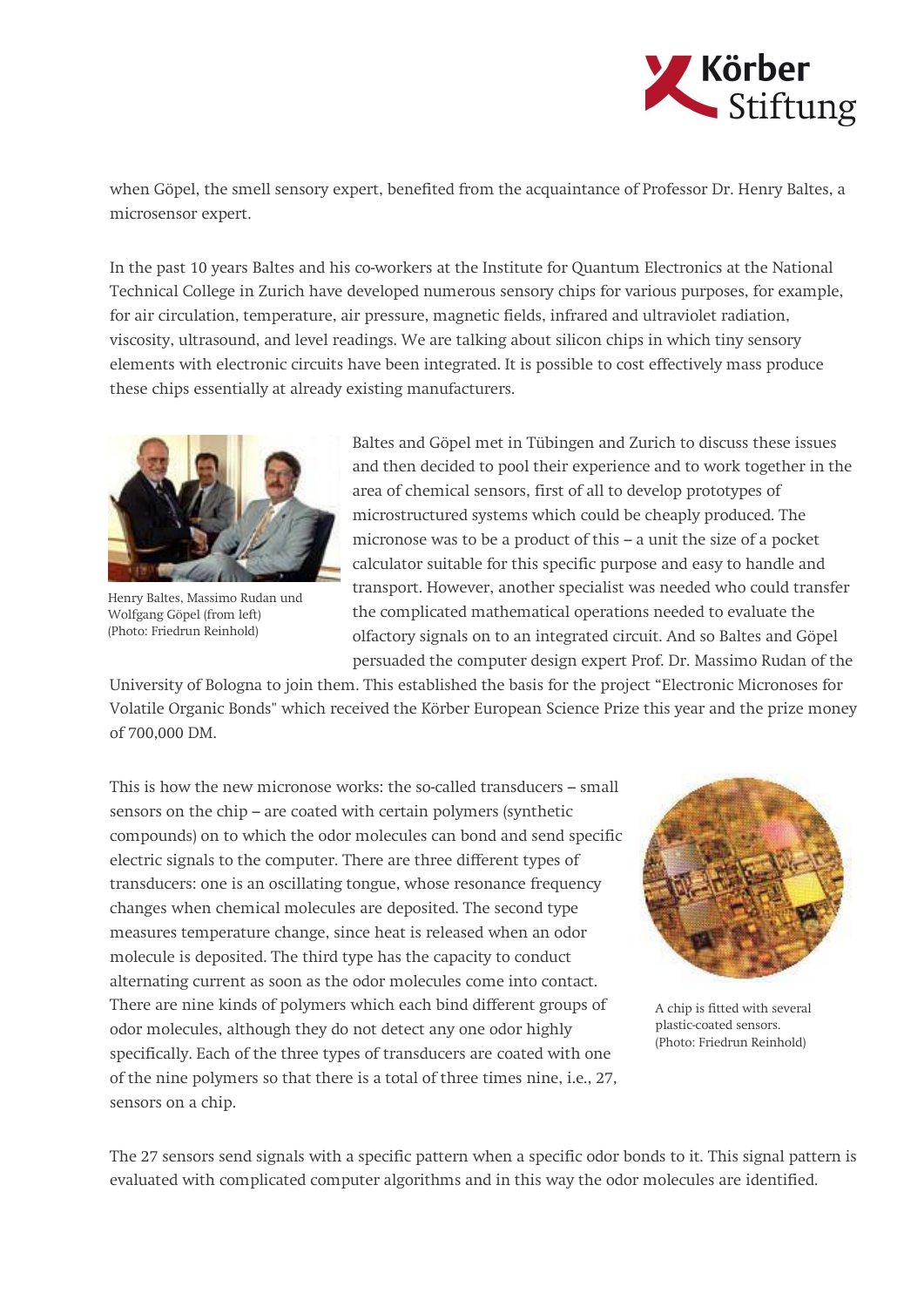when Göpel, the smell sensory expert, benefited from the acquaintance of Professor Dr. Henry Baltes, a microsensor expert.

In the past 10 years Baltes and his co-workers at the Institute for Quantum Electronics at the National Technical College in Zurich have developed numerous sensory chips for various purposes, for example, for air circulation, temperature, air pressure, magnetic fields, infrared and ultraviolet radiation, viscosity, ultrasound, and level readings. We are talking about silicon chips in which tiny sensory elements with electronic circuits have been integrated. It is possible to cost effectively mass produce these chips essentially at already existing manufacturers.

Henry Baltes, Massimo Rudan und Wolfgang Göpel (from left)
(Photo: Friedrun Reinhold)

Baltes and Göpel met in Tübingen and Zurich to discuss these issues and then decided to pool their experience and to work together in the area of chemical sensors, first of all to develop prototypes of microstructured systems which could be cheaply produced. The micronose was to be a product of this – a unit the size of a pocket calculator suitable for this specific purpose and easy to handle and transport. However, another specialist was needed who could transfer the complicated mathematical operations needed to evaluate the olfactory signals on to an integrated circuit. And so Baltes and Göpel persuaded the computer design expert Prof. Dr. Massimo Rudan of the University of Bologna to join them. This established the basis for the project "Electronic Micronoses for Volatile Organic Bonds" which received the Körber European Science Prize this year and the prize money of 700,000 DM.

This is how the new micronose works: the so-called transducers – small sensors on the chip – are coated with certain polymers (synthetic compounds) on to which the odor molecules can bond and send specific electric signals to the computer. There are three different types of transducers: one is an oscillating tongue, whose resonance frequency changes when chemical molecules are deposited. The second type measures temperature change, since heat is released when an odor molecule is deposited. The third type has the capacity to conduct alternating current as soon as the odor molecules come into contact. There are nine kinds of polymers which each bind different groups of odor molecules, although they do not detect any one odor highly specifically. Each of the three types of transducers are coated with one of the nine polymers so that there is a total of three times nine, i.e., 27, sensors on a chip.

A chip is fitted with several plastic-coated sensors.
(Photo: Friedrun Reinhold)

The 27 sensors send signals with a specific pattern when a specific odor bonds to it. This signal pattern is evaluated with complicated computer algorithms and in this way the odor molecules are identified.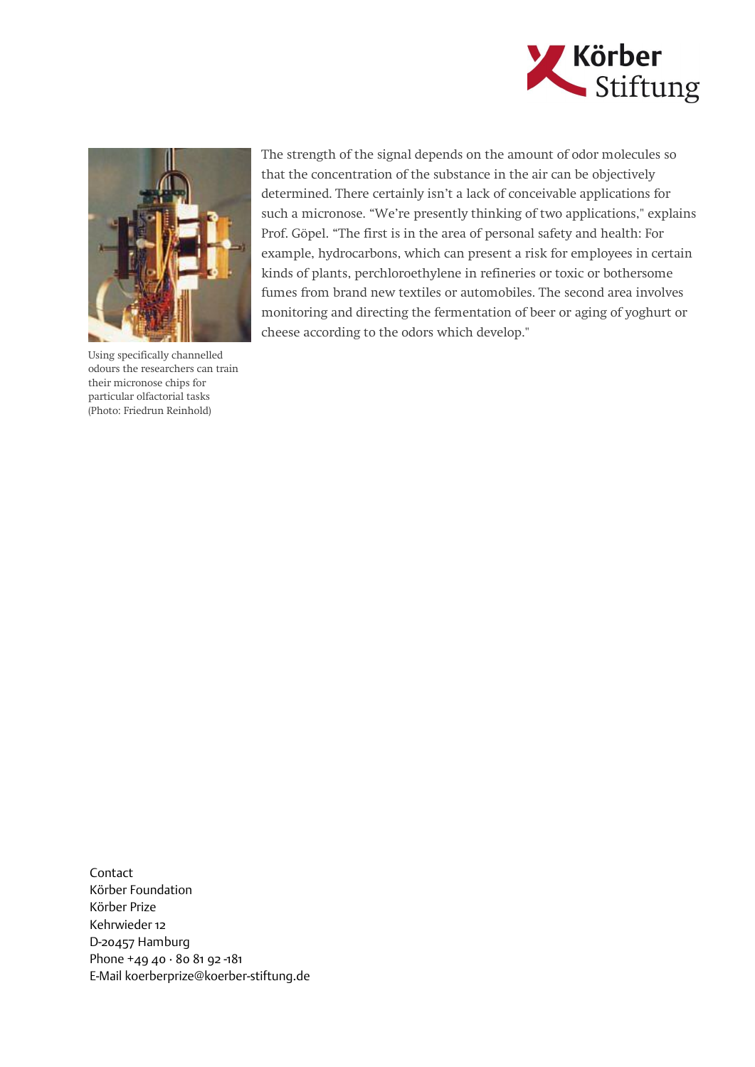The strength of the signal depends on the amount of odor molecules so that the concentration of the substance in the air can be objectively determined. There certainly isn't a lack of conceivable applications for such a micronose. "We're presently thinking of two applications," explains Prof. Göpel. "The first is in the area of personal safety and health: For example, hydrocarbons, which can present a risk for employees in certain kinds of plants, perchloroethylene in refineries or toxic or bothersome fumes from brand new textiles or automobiles. The second area involves monitoring and directing the fermentation of beer or aging of yoghurt or cheese according to the odors which develop."

Using specifically channelled odours the researchers can train their micronose chips for particular olfactorial tasks (Photo: Friedrun Reinhold)

Contact
Körber Foundation
Körber Prize
Kehrwieder 12
D-20457 Hamburg
Phone +49 40 · 80 81 92 -181
E-Mail koerberprize@koerber-stiftung.de